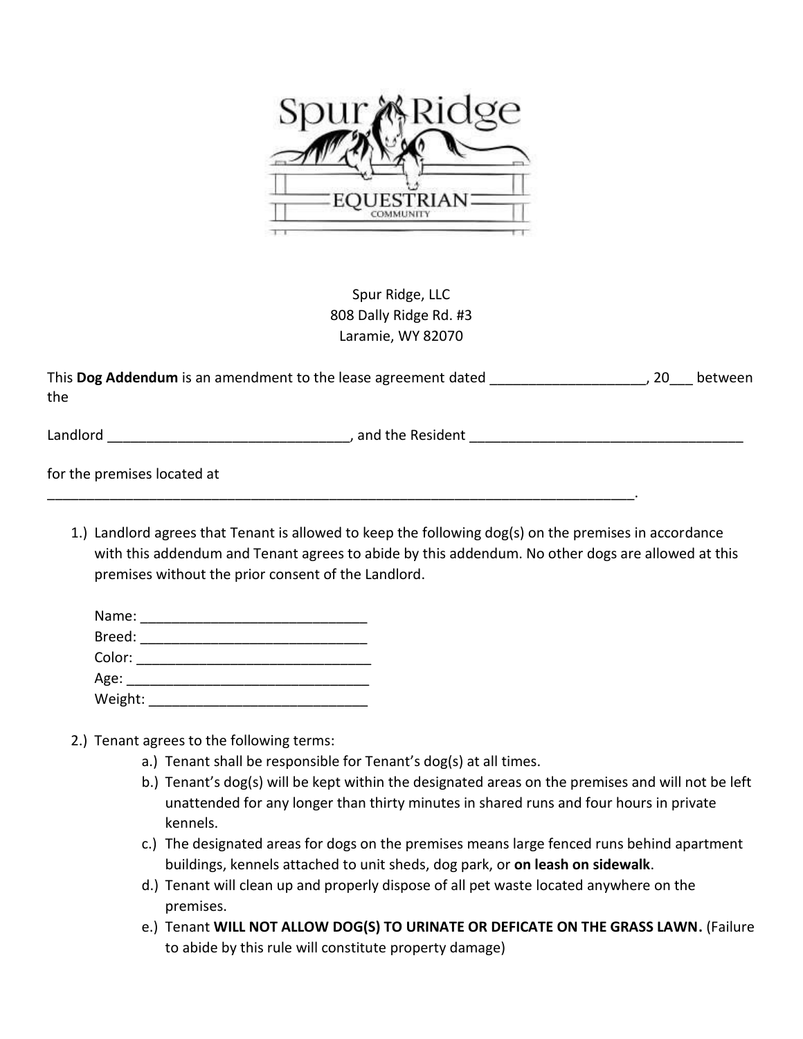Spur Ridge, LLC
808 Dally Ridge Rd. #3
Laramie, WY 82070

This **Dog Addendum** is an amendment to the lease agreement dated ____________________, 20___ between the

Landlord _______________________________, and the Resident ___________________________________

for the premises located at ______________________________________________________________________________.

1.) Landlord agrees that Tenant is allowed to keep the following dog(s) on the premises in accordance with this addendum and Tenant agrees to abide by this addendum. No other dogs are allowed at this premises without the prior consent of the Landlord.

    Name: _____________________________
    Breed: _____________________________
    Color: ______________________________
    Age: _______________________________
    Weight: ____________________________

2.) Tenant agrees to the following terms:
    a.) Tenant shall be responsible for Tenant's dog(s) at all times.
    b.) Tenant's dog(s) will be kept within the designated areas on the premises and will not be left unattended for any longer than thirty minutes in shared runs and four hours in private kennels.
    c.) The designated areas for dogs on the premises means large fenced runs behind apartment buildings, kennels attached to unit sheds, dog park, or **on leash on sidewalk**.
    d.) Tenant will clean up and properly dispose of all pet waste located anywhere on the premises.
    e.) Tenant **WILL NOT ALLOW DOG(S) TO URINATE OR DEFICATE ON THE GRASS LAWN.** (Failure to abide by this rule will constitute property damage)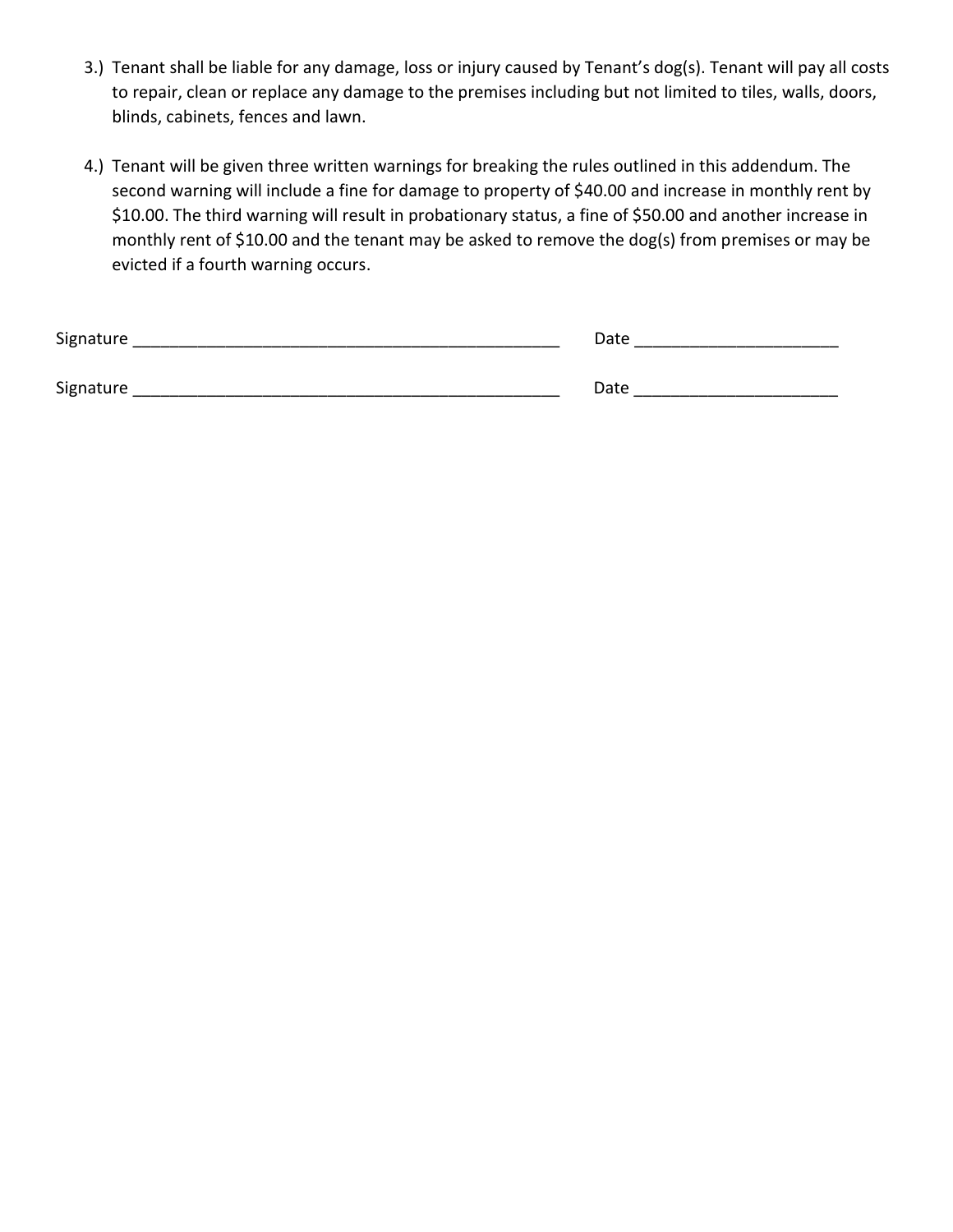3.) Tenant shall be liable for any damage, loss or injury caused by Tenant's dog(s). Tenant will pay all costs to repair, clean or replace any damage to the premises including but not limited to tiles, walls, doors, blinds, cabinets, fences and lawn.

4.) Tenant will be given three written warnings for breaking the rules outlined in this addendum. The second warning will include a fine for damage to property of $40.00 and increase in monthly rent by $10.00. The third warning will result in probationary status, a fine of $50.00 and another increase in monthly rent of $10.00 and the tenant may be asked to remove the dog(s) from premises or may be evicted if a fourth warning occurs.

Signature _______________________________________________ Date ______________________

Signature _______________________________________________ Date ______________________